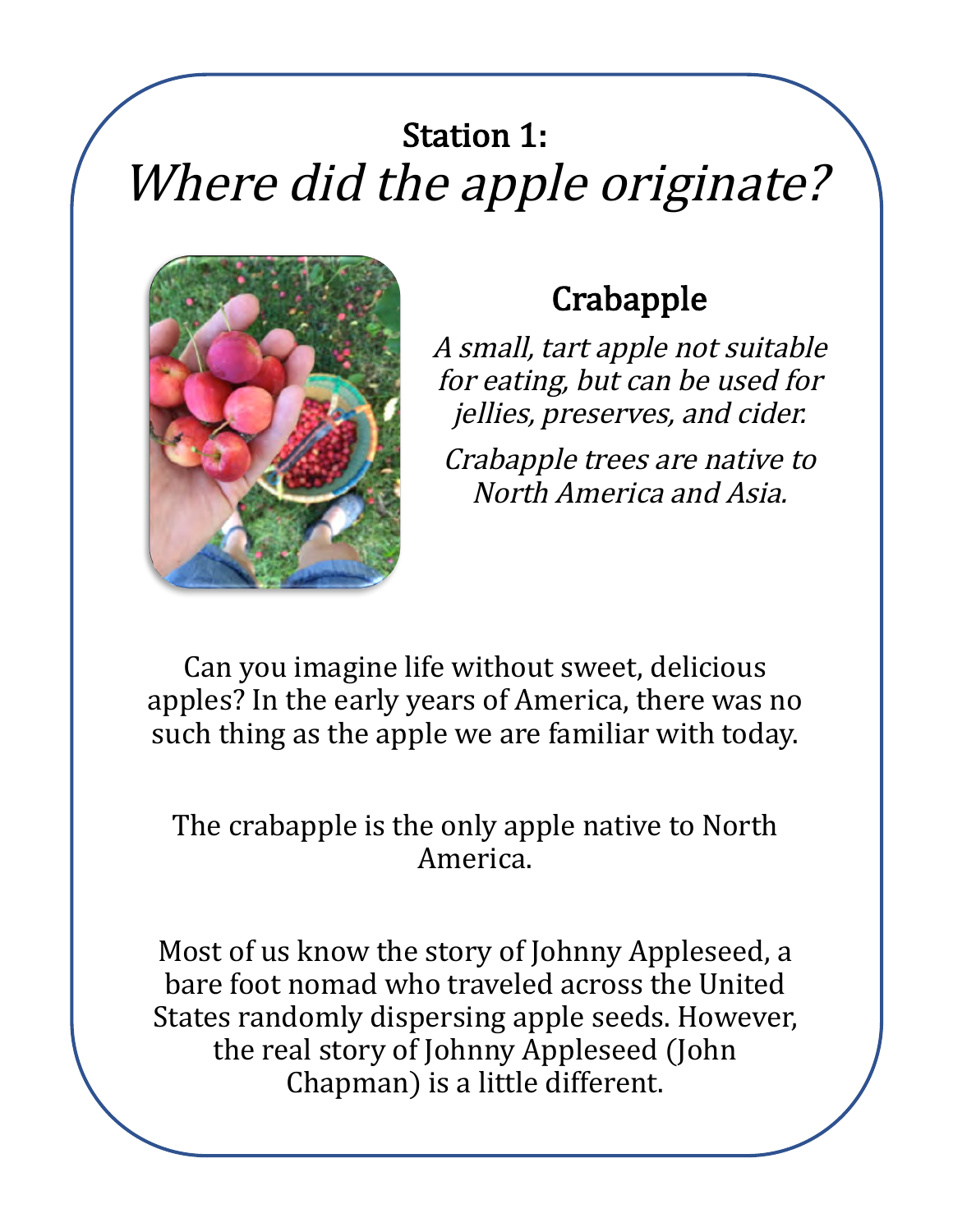## Station 1:

# *Where did the apple originate?*

### Crabapple

*A small, tart apple not suitable for eating, but can be used for jellies, preserves, and cider.*

*Crabapple trees are native to North America and Asia.*

Can you imagine life without sweet, delicious apples? In the early years of America, there was no such thing as the apple we are familiar with today.

The crabapple is the only apple native to North America.

Most of us know the story of Johnny Appleseed, a bare foot nomad who traveled across the United States randomly dispersing apple seeds. However, the real story of Johnny Appleseed (John Chapman) is a little different.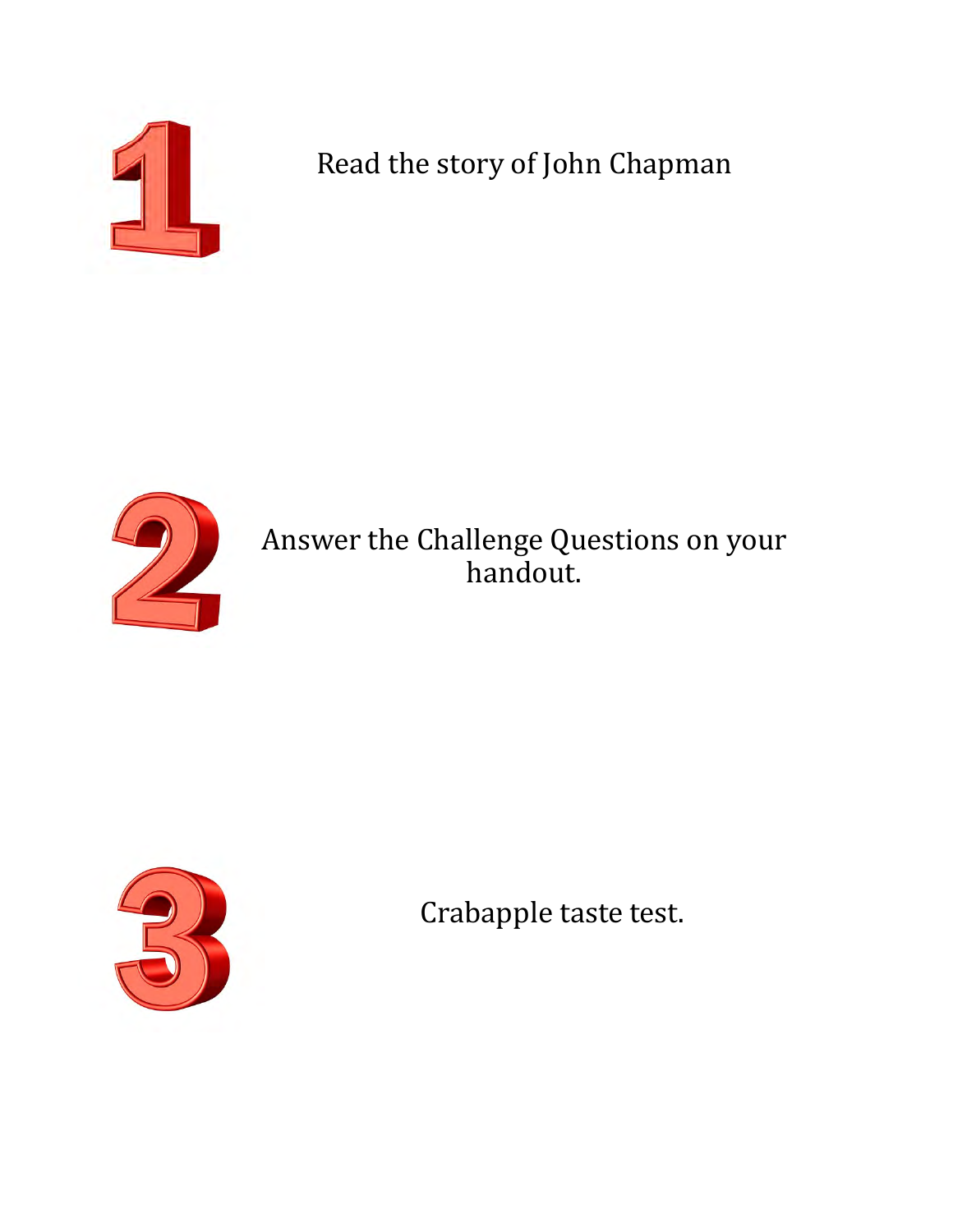1. Read the story of John Chapman

2. Answer the Challenge Questions on your handout.

3. Crabapple taste test.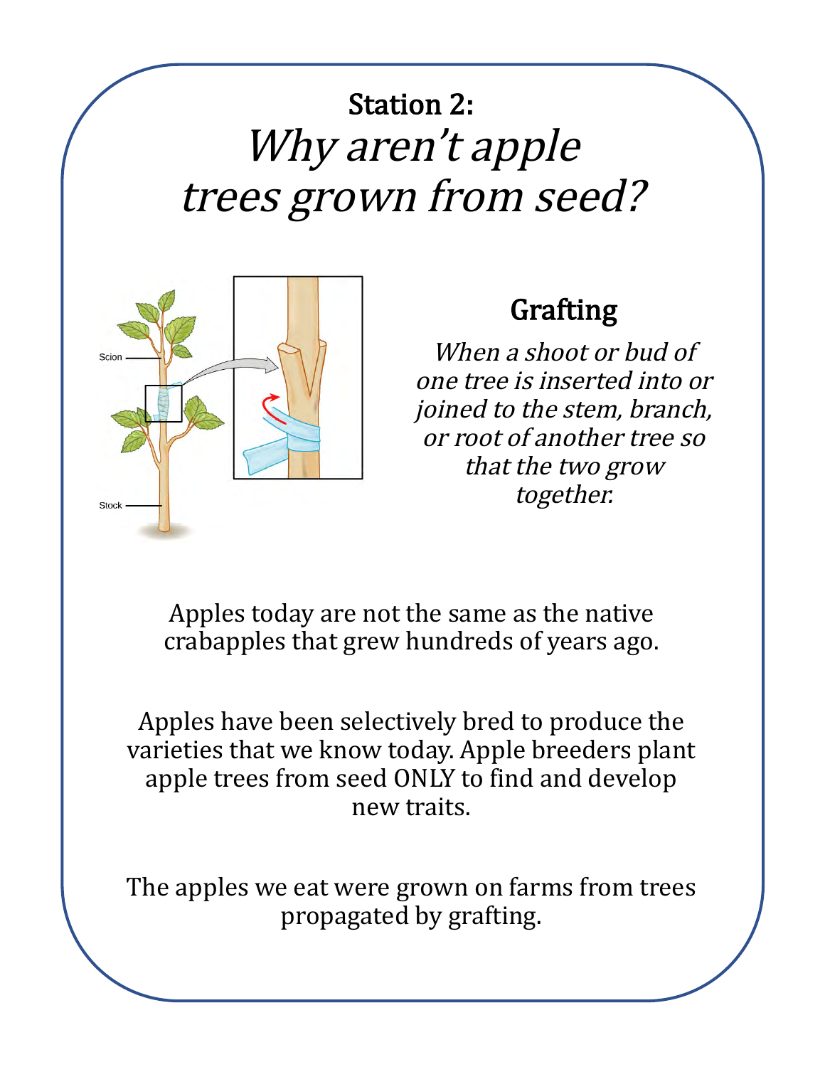# Station 2:
# *Why aren't apple trees grown from seed?*

## Grafting

*When a shoot or bud of one tree is inserted into or joined to the stem, branch, or root of another tree so that the two grow together.*

Apples today are not the same as the native crabapples that grew hundreds of years ago.

Apples have been selectively bred to produce the varieties that we know today. Apple breeders plant apple trees from seed ONLY to find and develop new traits.

The apples we eat were grown on farms from trees propagated by grafting.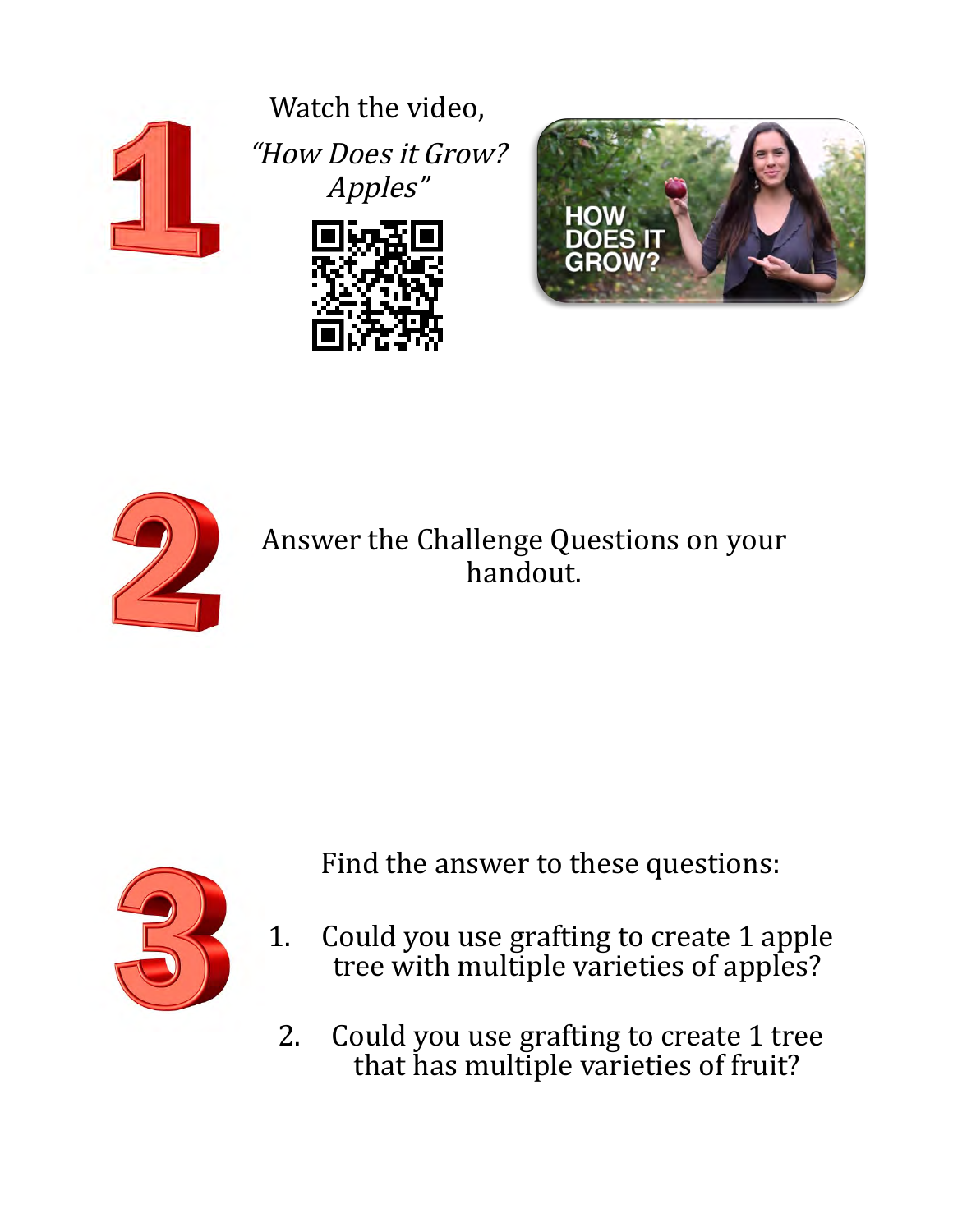1

Watch the video,

*"How Does it Grow? Apples"*

2

Answer the Challenge Questions on your handout.

3

Find the answer to these questions:

1. Could you use grafting to create 1 apple tree with multiple varieties of apples?
2. Could you use grafting to create 1 tree that has multiple varieties of fruit?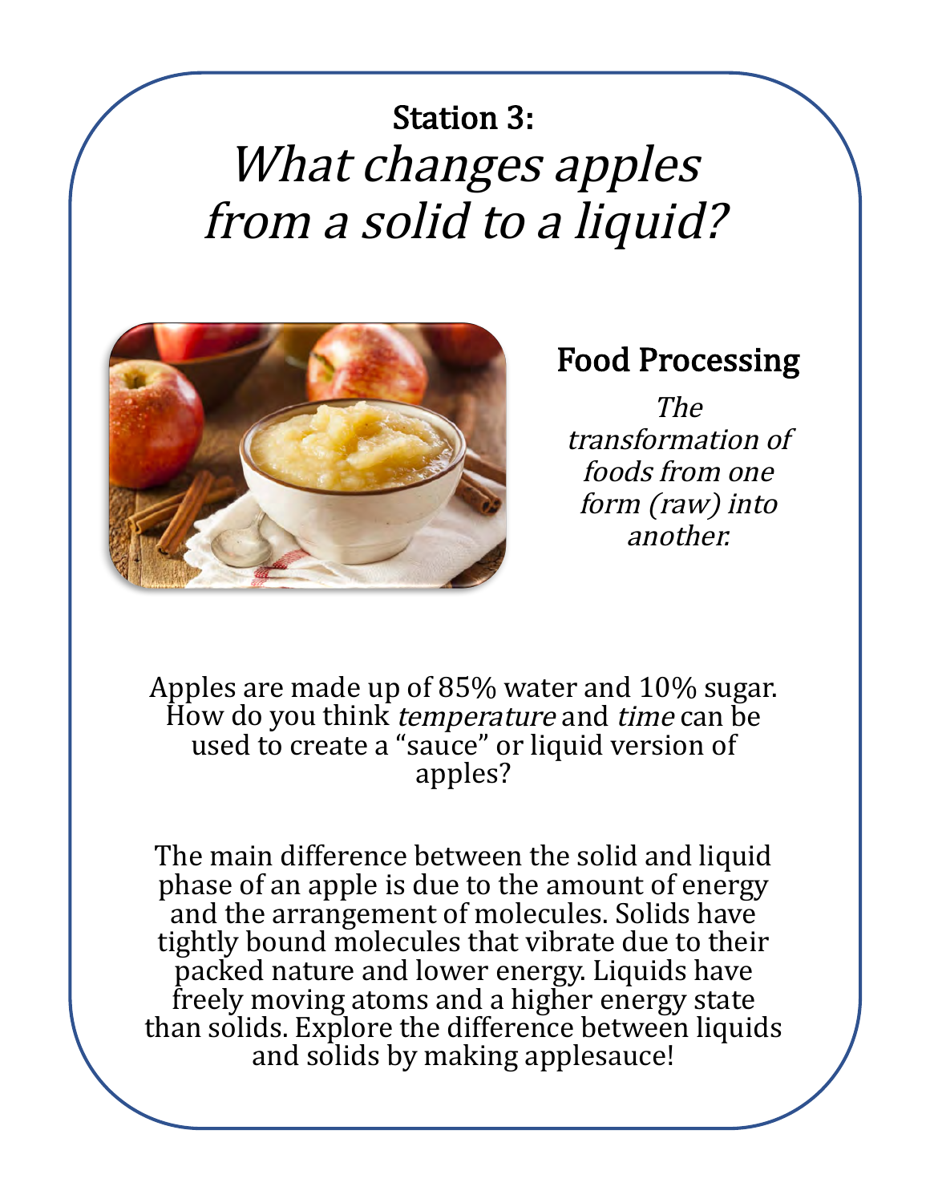# Station 3:

## *What changes apples from a solid to a liquid?*

### Food Processing

*The transformation of foods from one form (raw) into another.*

Apples are made up of 85% water and 10% sugar. How do you think *temperature* and *time* can be used to create a "sauce" or liquid version of apples?

The main difference between the solid and liquid phase of an apple is due to the amount of energy and the arrangement of molecules. Solids have tightly bound molecules that vibrate due to their packed nature and lower energy. Liquids have freely moving atoms and a higher energy state than solids. Explore the difference between liquids and solids by making applesauce!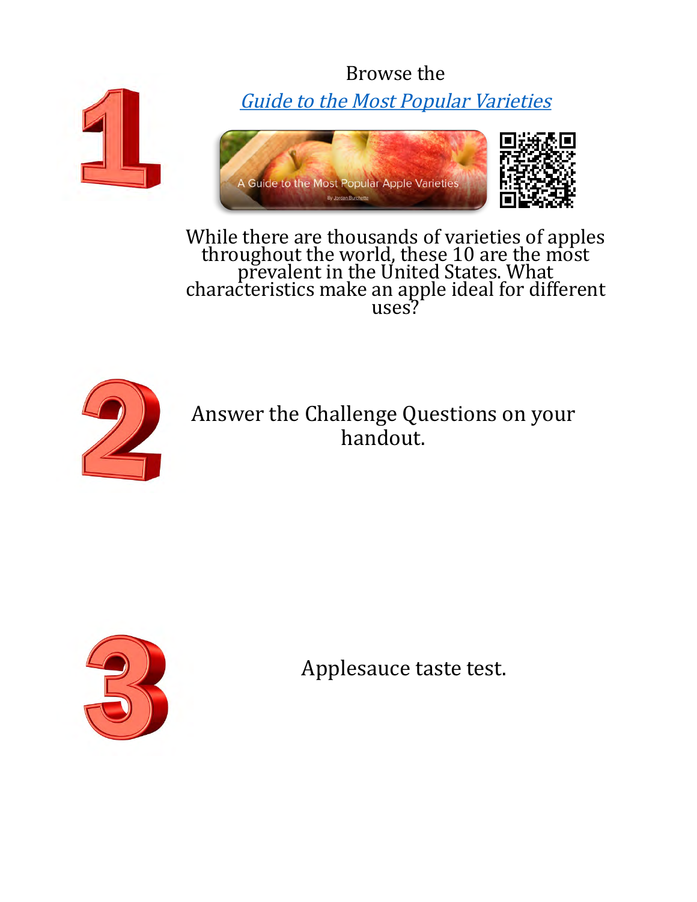1

Browse the

*[Guide to the Most Popular Varieties](#)*

A Guide to the Most Popular Apple Varieties

By Jordan Burchette

While there are thousands of varieties of apples throughout the world, these 10 are the most prevalent in the United States. What characteristics make an apple ideal for different uses?

2

Answer the Challenge Questions on your handout.

3

Applesauce taste test.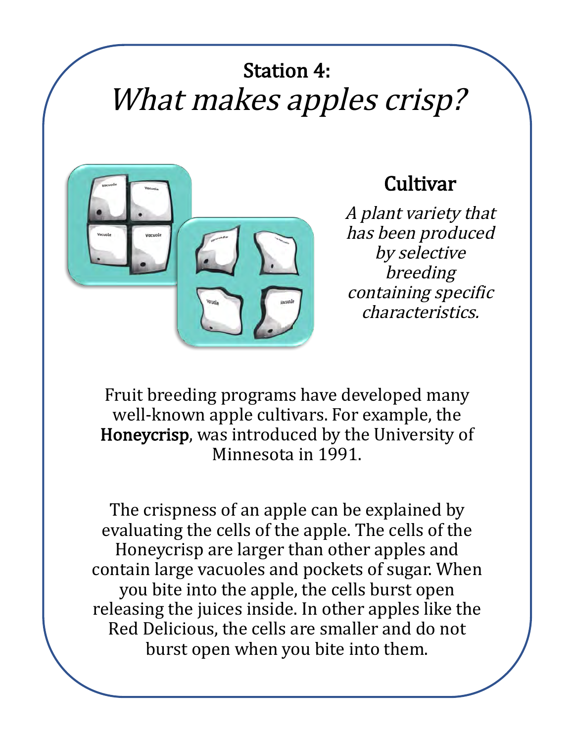# Station 4:

## *What makes apples crisp?*

### Cultivar

*A plant variety that has been produced by selective breeding containing specific characteristics.*

Fruit breeding programs have developed many well-known apple cultivars. For example, the **Honeycrisp**, was introduced by the University of Minnesota in 1991.

The crispness of an apple can be explained by evaluating the cells of the apple. The cells of the Honeycrisp are larger than other apples and contain large vacuoles and pockets of sugar. When you bite into the apple, the cells burst open releasing the juices inside. In other apples like the Red Delicious, the cells are smaller and do not burst open when you bite into them.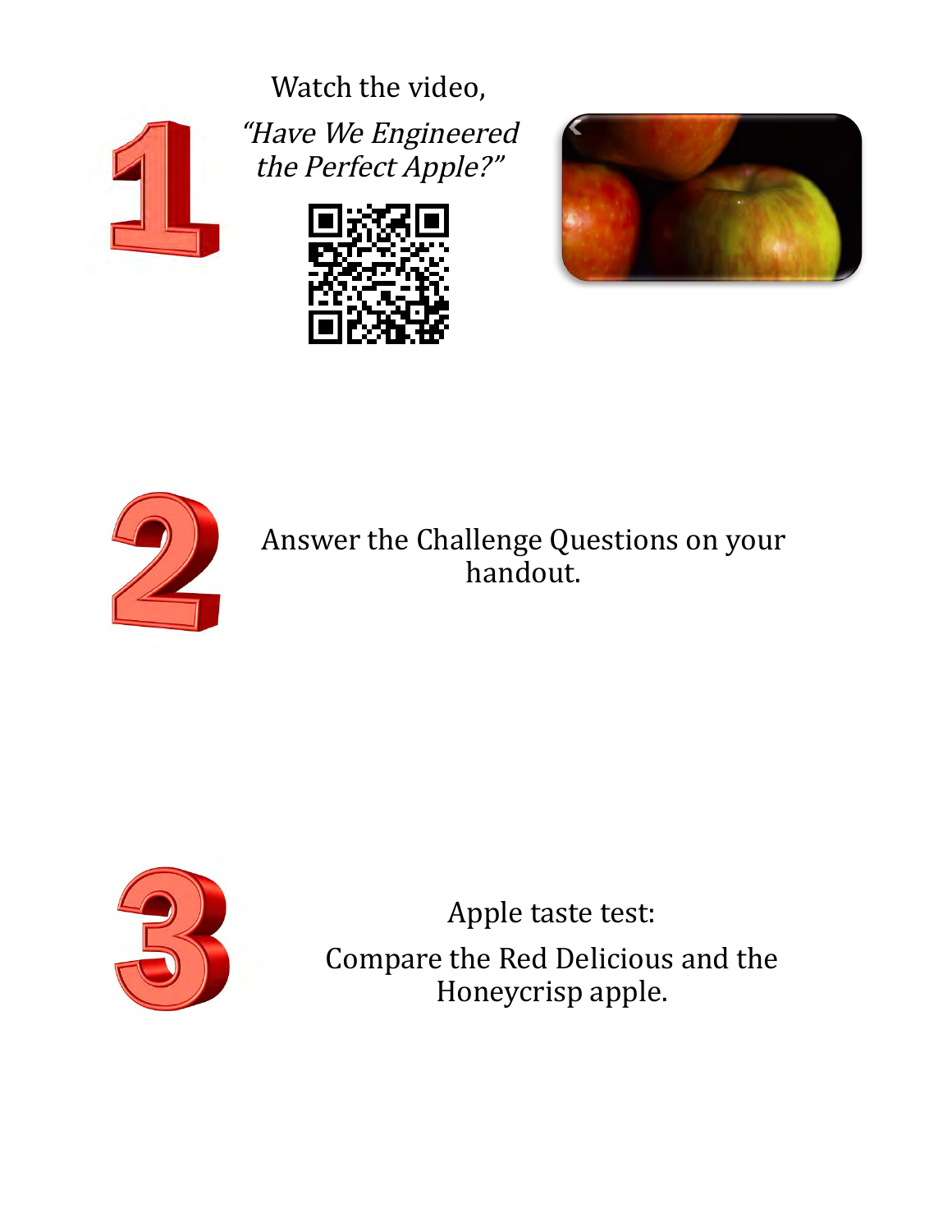1. Watch the video, *"Have We Engineered the Perfect Apple?"*

2. Answer the Challenge Questions on your handout.

3. Apple taste test: Compare the Red Delicious and the Honeycrisp apple.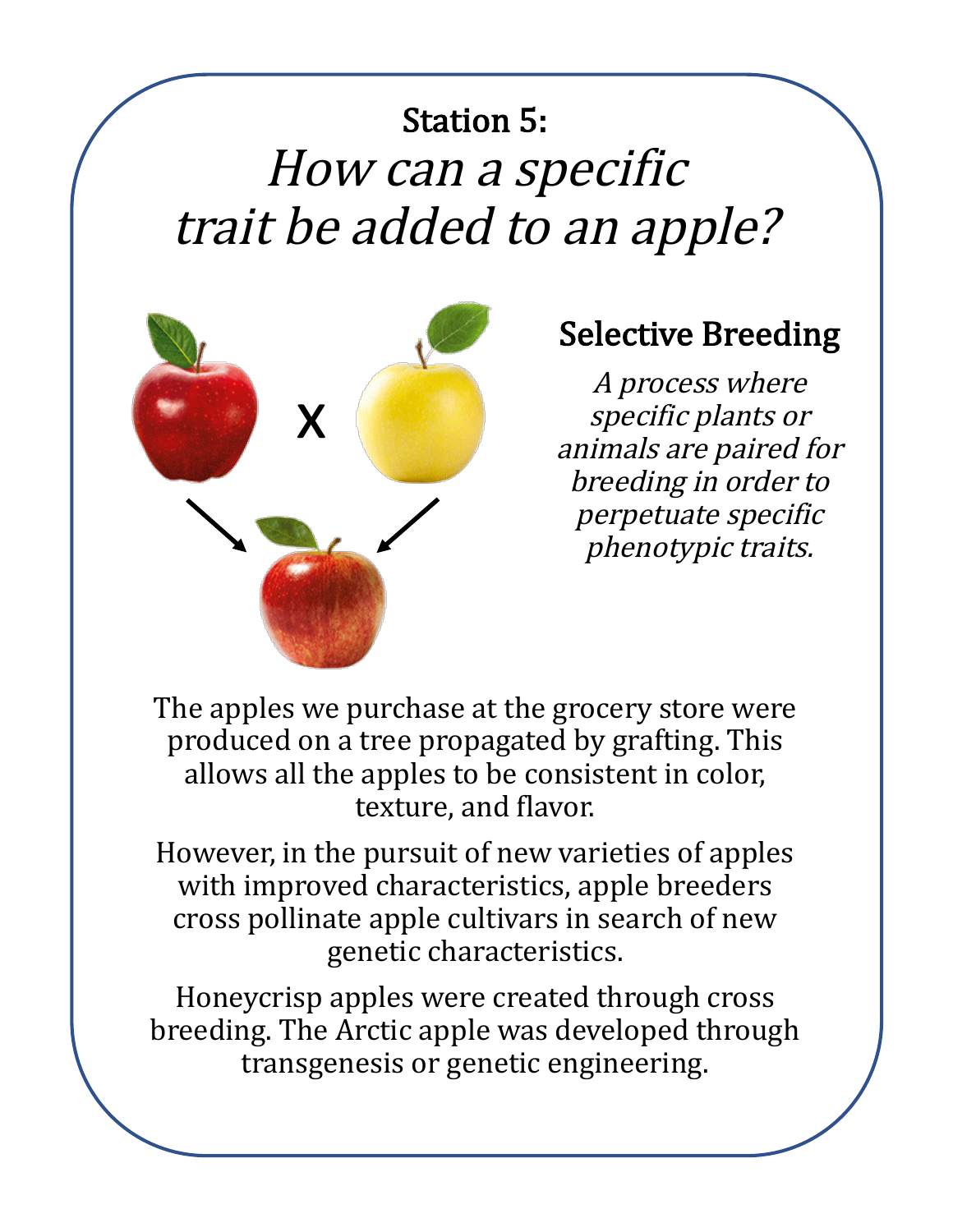# Station 5:

## *How can a specific trait be added to an apple?*

### Selective Breeding

*A process where specific plants or animals are paired for breeding in order to perpetuate specific phenotypic traits.*

The apples we purchase at the grocery store were produced on a tree propagated by grafting. This allows all the apples to be consistent in color, texture, and flavor.

However, in the pursuit of new varieties of apples with improved characteristics, apple breeders cross pollinate apple cultivars in search of new genetic characteristics.

Honeycrisp apples were created through cross breeding. The Arctic apple was developed through transgenesis or genetic engineering.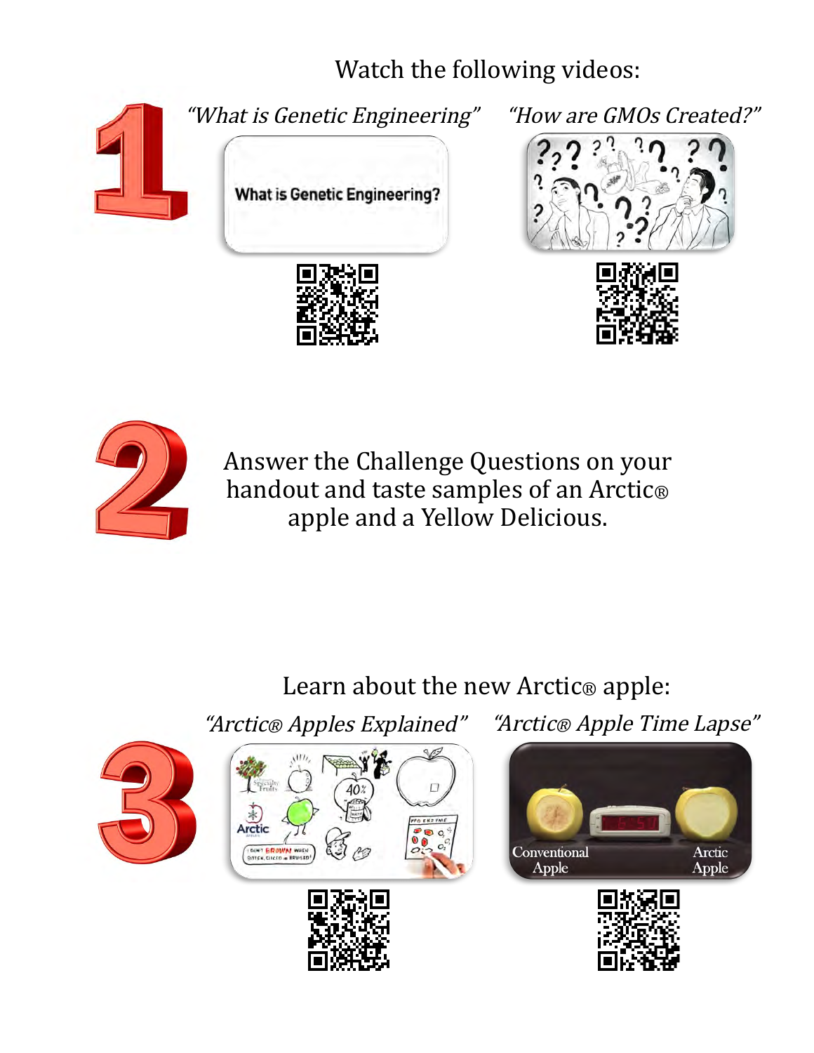Watch the following videos:

1

*"What is Genetic Engineering"*

*"How are GMOs Created?"*

2

Answer the Challenge Questions on your handout and taste samples of an Arctic® apple and a Yellow Delicious.

Learn about the new Arctic® apple:

3

*"Arctic® Apples Explained"*

*"Arctic® Apple Time Lapse"*